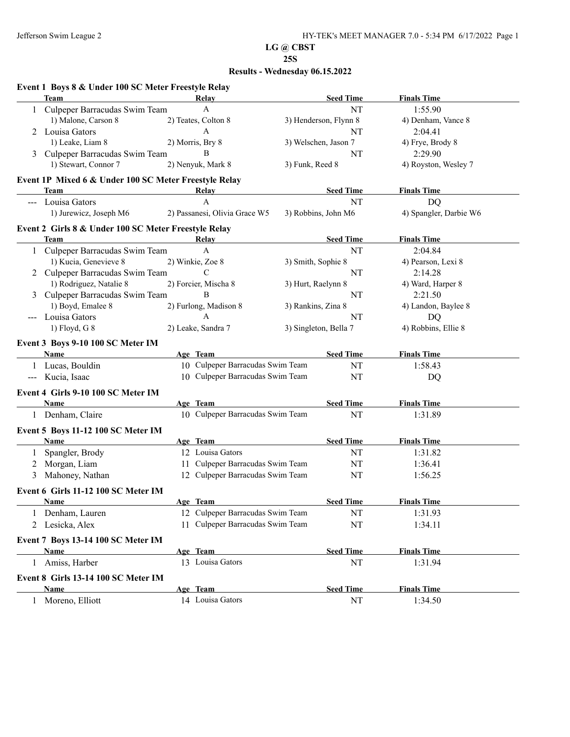# LG @ CBST

## 25S

## Results - Wednesday 06.15.2022

### Event 1 Boys 8 & Under 100 SC Meter Freestyle Relay

| | Team | Relay | Seed Time | Finals Time |
|---|---|---|---|---|
| 1 | Culpeper Barracudas Swim Team | A | NT | 1:55.90 |
| | 1) Malone, Carson 8 | 2) Teates, Colton 8 | 3) Henderson, Flynn 8 | 4) Denham, Vance 8 |
| 2 | Louisa Gators | A | NT | 2:04.41 |
| | 1) Leake, Liam 8 | 2) Morris, Bry 8 | 3) Welschen, Jason 7 | 4) Frye, Brody 8 |
| 3 | Culpeper Barracudas Swim Team | B | NT | 2:29.90 |
| | 1) Stewart, Connor 7 | 2) Nenyuk, Mark 8 | 3) Funk, Reed 8 | 4) Royston, Wesley 7 |

### Event 1P Mixed 6 & Under 100 SC Meter Freestyle Relay

| | Team | Relay | Seed Time | Finals Time |
|---|---|---|---|---|
| --- | Louisa Gators | A | NT | DQ |
| | 1) Jurewicz, Joseph M6 | 2) Passanesi, Olivia Grace W5 | 3) Robbins, John M6 | 4) Spangler, Darbie W6 |

### Event 2 Girls 8 & Under 100 SC Meter Freestyle Relay

| | Team | Relay | Seed Time | Finals Time |
|---|---|---|---|---|
| 1 | Culpeper Barracudas Swim Team | A | NT | 2:04.84 |
| | 1) Kucia, Genevieve 8 | 2) Winkie, Zoe 8 | 3) Smith, Sophie 8 | 4) Pearson, Lexi 8 |
| 2 | Culpeper Barracudas Swim Team | C | NT | 2:14.28 |
| | 1) Rodriguez, Natalie 8 | 2) Forcier, Mischa 8 | 3) Hurt, Raelynn 8 | 4) Ward, Harper 8 |
| 3 | Culpeper Barracudas Swim Team | B | NT | 2:21.50 |
| | 1) Boyd, Emalee 8 | 2) Furlong, Madison 8 | 3) Rankins, Zina 8 | 4) Landon, Baylee 8 |
| --- | Louisa Gators | A | NT | DQ |
| | 1) Floyd, G 8 | 2) Leake, Sandra 7 | 3) Singleton, Bella 7 | 4) Robbins, Ellie 8 |

### Event 3 Boys 9-10 100 SC Meter IM

| | Name | Age | Team | Seed Time | Finals Time |
|---|---|---|---|---|---|
| 1 | Lucas, Bouldin | 10 | Culpeper Barracudas Swim Team | NT | 1:58.43 |
| --- | Kucia, Isaac | 10 | Culpeper Barracudas Swim Team | NT | DQ |

### Event 4 Girls 9-10 100 SC Meter IM

| | Name | Age | Team | Seed Time | Finals Time |
|---|---|---|---|---|---|
| 1 | Denham, Claire | 10 | Culpeper Barracudas Swim Team | NT | 1:31.89 |

### Event 5 Boys 11-12 100 SC Meter IM

| | Name | Age | Team | Seed Time | Finals Time |
|---|---|---|---|---|---|
| 1 | Spangler, Brody | 12 | Louisa Gators | NT | 1:31.82 |
| 2 | Morgan, Liam | 11 | Culpeper Barracudas Swim Team | NT | 1:36.41 |
| 3 | Mahoney, Nathan | 12 | Culpeper Barracudas Swim Team | NT | 1:56.25 |

### Event 6 Girls 11-12 100 SC Meter IM

| | Name | Age | Team | Seed Time | Finals Time |
|---|---|---|---|---|---|
| 1 | Denham, Lauren | 12 | Culpeper Barracudas Swim Team | NT | 1:31.93 |
| 2 | Lesicka, Alex | 11 | Culpeper Barracudas Swim Team | NT | 1:34.11 |

### Event 7 Boys 13-14 100 SC Meter IM

| | Name | Age | Team | Seed Time | Finals Time |
|---|---|---|---|---|---|
| 1 | Amiss, Harber | 13 | Louisa Gators | NT | 1:31.94 |

### Event 8 Girls 13-14 100 SC Meter IM

| | Name | Age | Team | Seed Time | Finals Time |
|---|---|---|---|---|---|
| 1 | Moreno, Elliott | 14 | Louisa Gators | NT | 1:34.50 |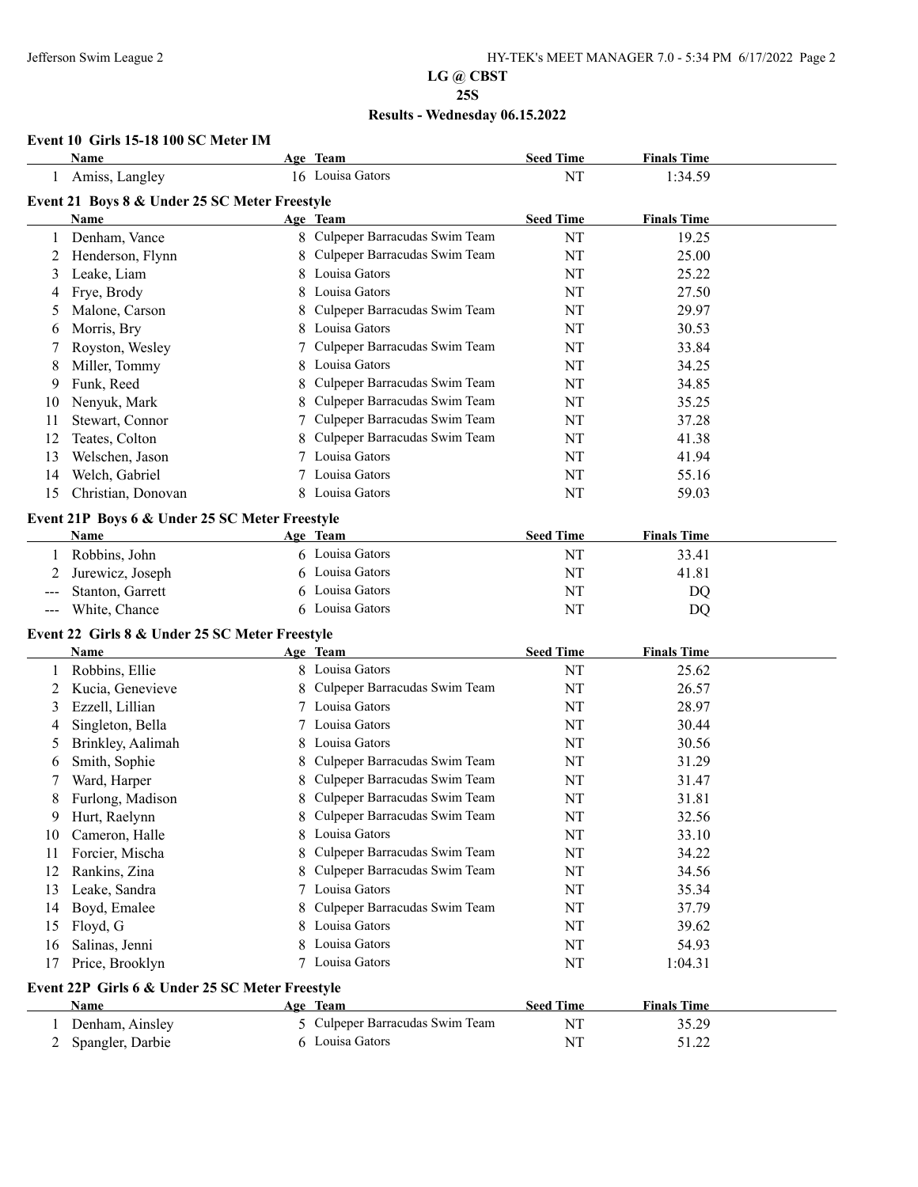# LG @ CBST

## 25S

## Results - Wednesday 06.15.2022

### Event 10 Girls 15-18 100 SC Meter IM

| | Name | Age | Team | Seed Time | Finals Time |
|---|---|---|---|---|---|
| 1 | Amiss, Langley | 16 | Louisa Gators | NT | 1:34.59 |

### Event 21 Boys 8 & Under 25 SC Meter Freestyle

| | Name | Age | Team | Seed Time | Finals Time |
|---|---|---|---|---|---|
| 1 | Denham, Vance | 8 | Culpeper Barracudas Swim Team | NT | 19.25 |
| 2 | Henderson, Flynn | 8 | Culpeper Barracudas Swim Team | NT | 25.00 |
| 3 | Leake, Liam | 8 | Louisa Gators | NT | 25.22 |
| 4 | Frye, Brody | 8 | Louisa Gators | NT | 27.50 |
| 5 | Malone, Carson | 8 | Culpeper Barracudas Swim Team | NT | 29.97 |
| 6 | Morris, Bry | 8 | Louisa Gators | NT | 30.53 |
| 7 | Royston, Wesley | 7 | Culpeper Barracudas Swim Team | NT | 33.84 |
| 8 | Miller, Tommy | 8 | Louisa Gators | NT | 34.25 |
| 9 | Funk, Reed | 8 | Culpeper Barracudas Swim Team | NT | 34.85 |
| 10 | Nenyuk, Mark | 8 | Culpeper Barracudas Swim Team | NT | 35.25 |
| 11 | Stewart, Connor | 7 | Culpeper Barracudas Swim Team | NT | 37.28 |
| 12 | Teates, Colton | 8 | Culpeper Barracudas Swim Team | NT | 41.38 |
| 13 | Welschen, Jason | 7 | Louisa Gators | NT | 41.94 |
| 14 | Welch, Gabriel | 7 | Louisa Gators | NT | 55.16 |
| 15 | Christian, Donovan | 8 | Louisa Gators | NT | 59.03 |

### Event 21P Boys 6 & Under 25 SC Meter Freestyle

| | Name | Age | Team | Seed Time | Finals Time |
|---|---|---|---|---|---|
| 1 | Robbins, John | 6 | Louisa Gators | NT | 33.41 |
| 2 | Jurewicz, Joseph | 6 | Louisa Gators | NT | 41.81 |
| --- | Stanton, Garrett | 6 | Louisa Gators | NT | DQ |
| --- | White, Chance | 6 | Louisa Gators | NT | DQ |

### Event 22 Girls 8 & Under 25 SC Meter Freestyle

| | Name | Age | Team | Seed Time | Finals Time |
|---|---|---|---|---|---|
| 1 | Robbins, Ellie | 8 | Louisa Gators | NT | 25.62 |
| 2 | Kucia, Genevieve | 8 | Culpeper Barracudas Swim Team | NT | 26.57 |
| 3 | Ezzell, Lillian | 7 | Louisa Gators | NT | 28.97 |
| 4 | Singleton, Bella | 7 | Louisa Gators | NT | 30.44 |
| 5 | Brinkley, Aalimah | 8 | Louisa Gators | NT | 30.56 |
| 6 | Smith, Sophie | 8 | Culpeper Barracudas Swim Team | NT | 31.29 |
| 7 | Ward, Harper | 8 | Culpeper Barracudas Swim Team | NT | 31.47 |
| 8 | Furlong, Madison | 8 | Culpeper Barracudas Swim Team | NT | 31.81 |
| 9 | Hurt, Raelynn | 8 | Culpeper Barracudas Swim Team | NT | 32.56 |
| 10 | Cameron, Halle | 8 | Louisa Gators | NT | 33.10 |
| 11 | Forcier, Mischa | 8 | Culpeper Barracudas Swim Team | NT | 34.22 |
| 12 | Rankins, Zina | 8 | Culpeper Barracudas Swim Team | NT | 34.56 |
| 13 | Leake, Sandra | 7 | Louisa Gators | NT | 35.34 |
| 14 | Boyd, Emalee | 8 | Culpeper Barracudas Swim Team | NT | 37.79 |
| 15 | Floyd, G | 8 | Louisa Gators | NT | 39.62 |
| 16 | Salinas, Jenni | 8 | Louisa Gators | NT | 54.93 |
| 17 | Price, Brooklyn | 7 | Louisa Gators | NT | 1:04.31 |

### Event 22P Girls 6 & Under 25 SC Meter Freestyle

| | Name | Age | Team | Seed Time | Finals Time |
|---|---|---|---|---|---|
| 1 | Denham, Ainsley | 5 | Culpeper Barracudas Swim Team | NT | 35.29 |
| 2 | Spangler, Darbie | 6 | Louisa Gators | NT | 51.22 |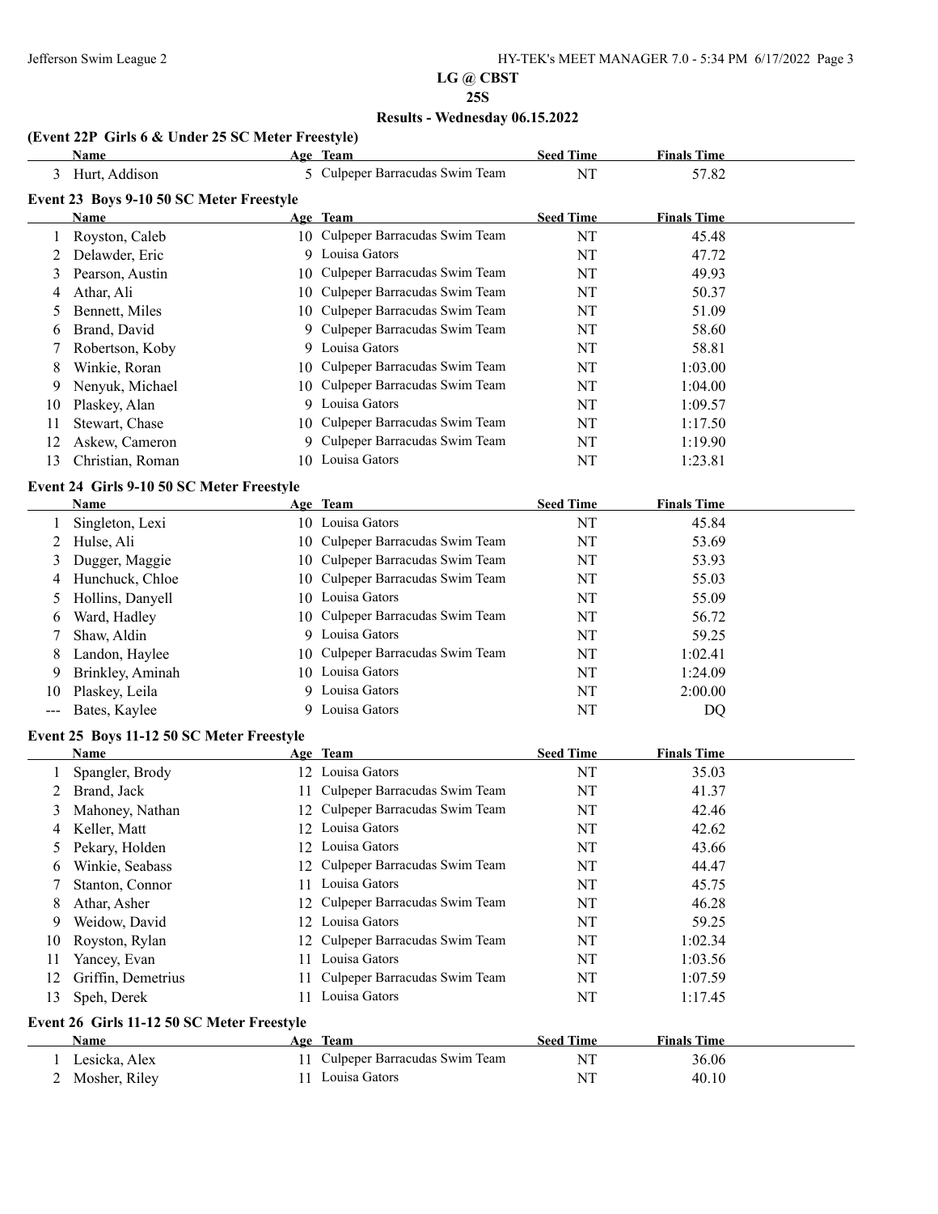**LG @ CBST**

**25S**

**Results - Wednesday 06.15.2022**

### (Event 22P Girls 6 & Under 25 SC Meter Freestyle)

| | Name | Age | Team | Seed Time | Finals Time |
|---|---|---|---|---|---|
| 3 | Hurt, Addison | 5 | Culpeper Barracudas Swim Team | NT | 57.82 |

### Event 23 Boys 9-10 50 SC Meter Freestyle

| | Name | Age | Team | Seed Time | Finals Time |
|---|---|---|---|---|---|
| 1 | Royston, Caleb | 10 | Culpeper Barracudas Swim Team | NT | 45.48 |
| 2 | Delawder, Eric | 9 | Louisa Gators | NT | 47.72 |
| 3 | Pearson, Austin | 10 | Culpeper Barracudas Swim Team | NT | 49.93 |
| 4 | Athar, Ali | 10 | Culpeper Barracudas Swim Team | NT | 50.37 |
| 5 | Bennett, Miles | 10 | Culpeper Barracudas Swim Team | NT | 51.09 |
| 6 | Brand, David | 9 | Culpeper Barracudas Swim Team | NT | 58.60 |
| 7 | Robertson, Koby | 9 | Louisa Gators | NT | 58.81 |
| 8 | Winkie, Roran | 10 | Culpeper Barracudas Swim Team | NT | 1:03.00 |
| 9 | Nenyuk, Michael | 10 | Culpeper Barracudas Swim Team | NT | 1:04.00 |
| 10 | Plaskey, Alan | 9 | Louisa Gators | NT | 1:09.57 |
| 11 | Stewart, Chase | 10 | Culpeper Barracudas Swim Team | NT | 1:17.50 |
| 12 | Askew, Cameron | 9 | Culpeper Barracudas Swim Team | NT | 1:19.90 |
| 13 | Christian, Roman | 10 | Louisa Gators | NT | 1:23.81 |

### Event 24 Girls 9-10 50 SC Meter Freestyle

| | Name | Age | Team | Seed Time | Finals Time |
|---|---|---|---|---|---|
| 1 | Singleton, Lexi | 10 | Louisa Gators | NT | 45.84 |
| 2 | Hulse, Ali | 10 | Culpeper Barracudas Swim Team | NT | 53.69 |
| 3 | Dugger, Maggie | 10 | Culpeper Barracudas Swim Team | NT | 53.93 |
| 4 | Hunchuck, Chloe | 10 | Culpeper Barracudas Swim Team | NT | 55.03 |
| 5 | Hollins, Danyell | 10 | Louisa Gators | NT | 55.09 |
| 6 | Ward, Hadley | 10 | Culpeper Barracudas Swim Team | NT | 56.72 |
| 7 | Shaw, Aldin | 9 | Louisa Gators | NT | 59.25 |
| 8 | Landon, Haylee | 10 | Culpeper Barracudas Swim Team | NT | 1:02.41 |
| 9 | Brinkley, Aminah | 10 | Louisa Gators | NT | 1:24.09 |
| 10 | Plaskey, Leila | 9 | Louisa Gators | NT | 2:00.00 |
| --- | Bates, Kaylee | 9 | Louisa Gators | NT | DQ |

### Event 25 Boys 11-12 50 SC Meter Freestyle

| | Name | Age | Team | Seed Time | Finals Time |
|---|---|---|---|---|---|
| 1 | Spangler, Brody | 12 | Louisa Gators | NT | 35.03 |
| 2 | Brand, Jack | 11 | Culpeper Barracudas Swim Team | NT | 41.37 |
| 3 | Mahoney, Nathan | 12 | Culpeper Barracudas Swim Team | NT | 42.46 |
| 4 | Keller, Matt | 12 | Louisa Gators | NT | 42.62 |
| 5 | Pekary, Holden | 12 | Louisa Gators | NT | 43.66 |
| 6 | Winkie, Seabass | 12 | Culpeper Barracudas Swim Team | NT | 44.47 |
| 7 | Stanton, Connor | 11 | Louisa Gators | NT | 45.75 |
| 8 | Athar, Asher | 12 | Culpeper Barracudas Swim Team | NT | 46.28 |
| 9 | Weidow, David | 12 | Louisa Gators | NT | 59.25 |
| 10 | Royston, Rylan | 12 | Culpeper Barracudas Swim Team | NT | 1:02.34 |
| 11 | Yancey, Evan | 11 | Louisa Gators | NT | 1:03.56 |
| 12 | Griffin, Demetrius | 11 | Culpeper Barracudas Swim Team | NT | 1:07.59 |
| 13 | Speh, Derek | 11 | Louisa Gators | NT | 1:17.45 |

### Event 26 Girls 11-12 50 SC Meter Freestyle

| | Name | Age | Team | Seed Time | Finals Time |
|---|---|---|---|---|---|
| 1 | Lesicka, Alex | 11 | Culpeper Barracudas Swim Team | NT | 36.06 |
| 2 | Mosher, Riley | 11 | Louisa Gators | NT | 40.10 |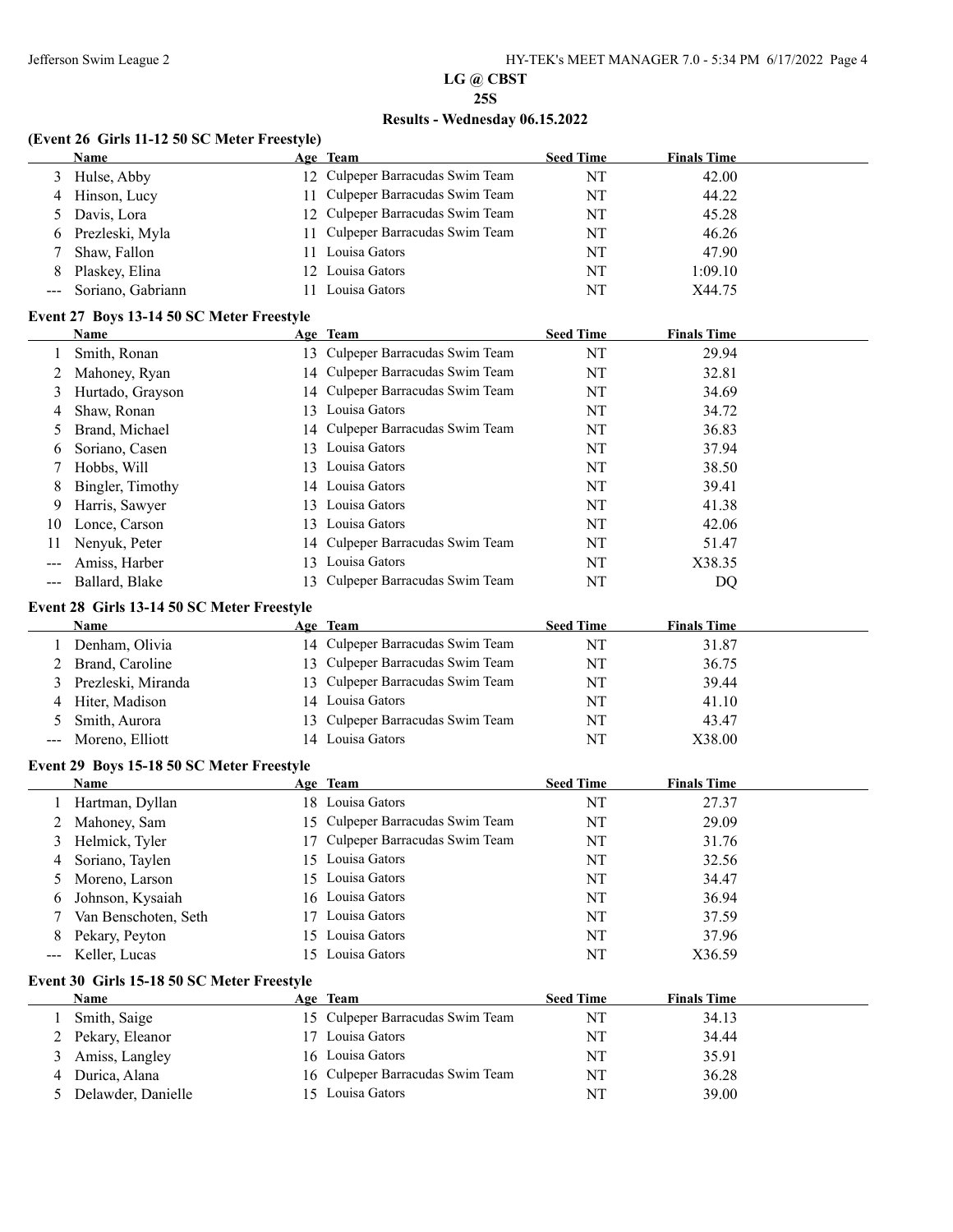**LG @ CBST**

**25S**

**Results - Wednesday 06.15.2022**

### (Event 26 Girls 11-12 50 SC Meter Freestyle)

| | Name | Age | Team | Seed Time | Finals Time |
|---|---|---|---|---|---|
| 3 | Hulse, Abby | 12 | Culpeper Barracudas Swim Team | NT | 42.00 |
| 4 | Hinson, Lucy | 11 | Culpeper Barracudas Swim Team | NT | 44.22 |
| 5 | Davis, Lora | 12 | Culpeper Barracudas Swim Team | NT | 45.28 |
| 6 | Prezleski, Myla | 11 | Culpeper Barracudas Swim Team | NT | 46.26 |
| 7 | Shaw, Fallon | 11 | Louisa Gators | NT | 47.90 |
| 8 | Plaskey, Elina | 12 | Louisa Gators | NT | 1:09.10 |
| --- | Soriano, Gabriann | 11 | Louisa Gators | NT | X44.75 |

### Event 27 Boys 13-14 50 SC Meter Freestyle

| | Name | Age | Team | Seed Time | Finals Time |
|---|---|---|---|---|---|
| 1 | Smith, Ronan | 13 | Culpeper Barracudas Swim Team | NT | 29.94 |
| 2 | Mahoney, Ryan | 14 | Culpeper Barracudas Swim Team | NT | 32.81 |
| 3 | Hurtado, Grayson | 14 | Culpeper Barracudas Swim Team | NT | 34.69 |
| 4 | Shaw, Ronan | 13 | Louisa Gators | NT | 34.72 |
| 5 | Brand, Michael | 14 | Culpeper Barracudas Swim Team | NT | 36.83 |
| 6 | Soriano, Casen | 13 | Louisa Gators | NT | 37.94 |
| 7 | Hobbs, Will | 13 | Louisa Gators | NT | 38.50 |
| 8 | Bingler, Timothy | 14 | Louisa Gators | NT | 39.41 |
| 9 | Harris, Sawyer | 13 | Louisa Gators | NT | 41.38 |
| 10 | Lonce, Carson | 13 | Louisa Gators | NT | 42.06 |
| 11 | Nenyuk, Peter | 14 | Culpeper Barracudas Swim Team | NT | 51.47 |
| --- | Amiss, Harber | 13 | Louisa Gators | NT | X38.35 |
| --- | Ballard, Blake | 13 | Culpeper Barracudas Swim Team | NT | DQ |

### Event 28 Girls 13-14 50 SC Meter Freestyle

| | Name | Age | Team | Seed Time | Finals Time |
|---|---|---|---|---|---|
| 1 | Denham, Olivia | 14 | Culpeper Barracudas Swim Team | NT | 31.87 |
| 2 | Brand, Caroline | 13 | Culpeper Barracudas Swim Team | NT | 36.75 |
| 3 | Prezleski, Miranda | 13 | Culpeper Barracudas Swim Team | NT | 39.44 |
| 4 | Hiter, Madison | 14 | Louisa Gators | NT | 41.10 |
| 5 | Smith, Aurora | 13 | Culpeper Barracudas Swim Team | NT | 43.47 |
| --- | Moreno, Elliott | 14 | Louisa Gators | NT | X38.00 |

### Event 29 Boys 15-18 50 SC Meter Freestyle

| | Name | Age | Team | Seed Time | Finals Time |
|---|---|---|---|---|---|
| 1 | Hartman, Dyllan | 18 | Louisa Gators | NT | 27.37 |
| 2 | Mahoney, Sam | 15 | Culpeper Barracudas Swim Team | NT | 29.09 |
| 3 | Helmick, Tyler | 17 | Culpeper Barracudas Swim Team | NT | 31.76 |
| 4 | Soriano, Taylen | 15 | Louisa Gators | NT | 32.56 |
| 5 | Moreno, Larson | 15 | Louisa Gators | NT | 34.47 |
| 6 | Johnson, Kysaiah | 16 | Louisa Gators | NT | 36.94 |
| 7 | Van Benschoten, Seth | 17 | Louisa Gators | NT | 37.59 |
| 8 | Pekary, Peyton | 15 | Louisa Gators | NT | 37.96 |
| --- | Keller, Lucas | 15 | Louisa Gators | NT | X36.59 |

### Event 30 Girls 15-18 50 SC Meter Freestyle

| | Name | Age | Team | Seed Time | Finals Time |
|---|---|---|---|---|---|
| 1 | Smith, Saige | 15 | Culpeper Barracudas Swim Team | NT | 34.13 |
| 2 | Pekary, Eleanor | 17 | Louisa Gators | NT | 34.44 |
| 3 | Amiss, Langley | 16 | Louisa Gators | NT | 35.91 |
| 4 | Durica, Alana | 16 | Culpeper Barracudas Swim Team | NT | 36.28 |
| 5 | Delawder, Danielle | 15 | Louisa Gators | NT | 39.00 |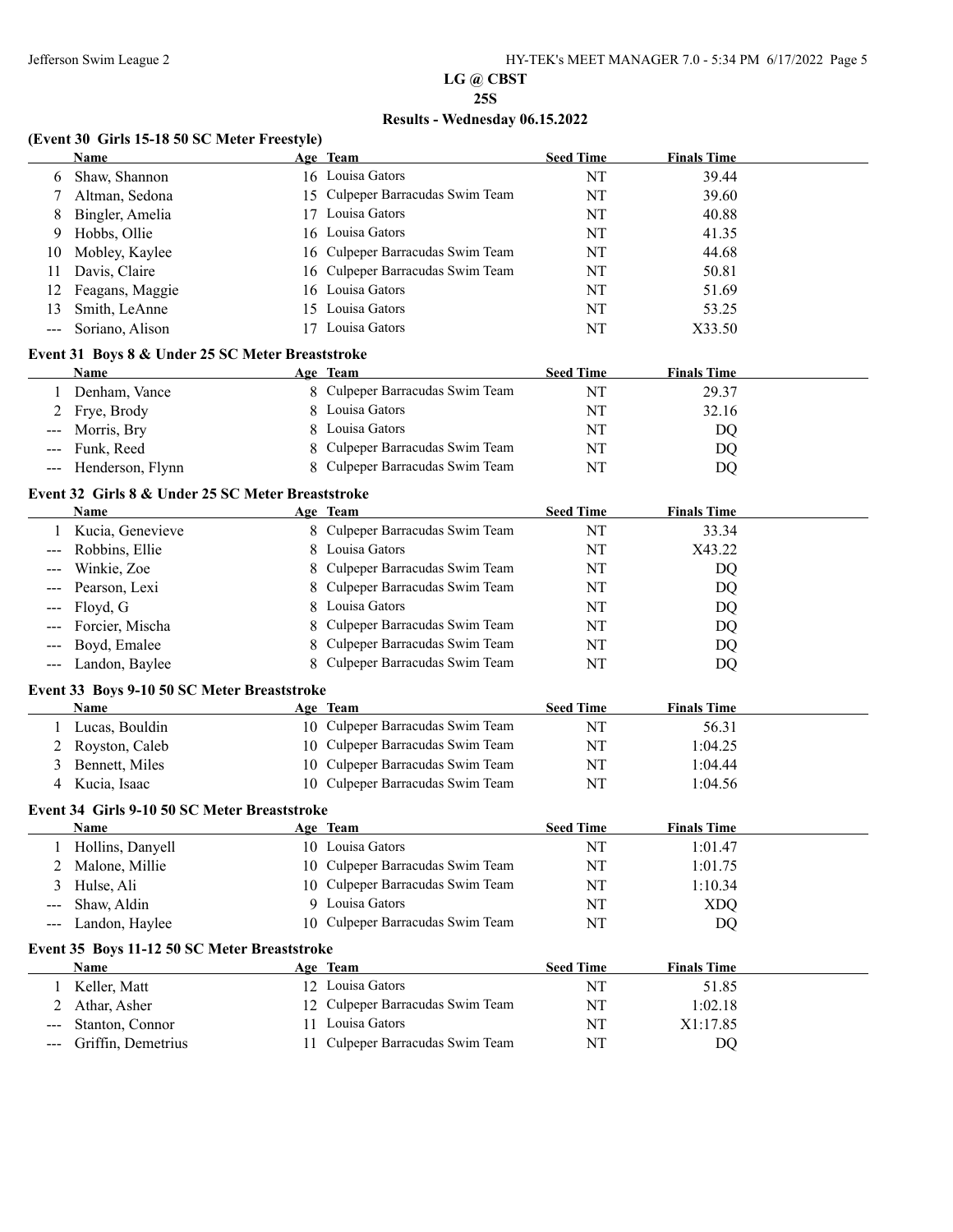# LG @ CBST

## 25S

## Results - Wednesday 06.15.2022

### (Event 30 Girls 15-18 50 SC Meter Freestyle)

| | Name | Age | Team | Seed Time | Finals Time |
|---|---|---|---|---|---|
| 6 | Shaw, Shannon | 16 | Louisa Gators | NT | 39.44 |
| 7 | Altman, Sedona | 15 | Culpeper Barracudas Swim Team | NT | 39.60 |
| 8 | Bingler, Amelia | 17 | Louisa Gators | NT | 40.88 |
| 9 | Hobbs, Ollie | 16 | Louisa Gators | NT | 41.35 |
| 10 | Mobley, Kaylee | 16 | Culpeper Barracudas Swim Team | NT | 44.68 |
| 11 | Davis, Claire | 16 | Culpeper Barracudas Swim Team | NT | 50.81 |
| 12 | Feagans, Maggie | 16 | Louisa Gators | NT | 51.69 |
| 13 | Smith, LeAnne | 15 | Louisa Gators | NT | 53.25 |
| --- | Soriano, Alison | 17 | Louisa Gators | NT | X33.50 |

### Event 31 Boys 8 & Under 25 SC Meter Breaststroke

| | Name | Age | Team | Seed Time | Finals Time |
|---|---|---|---|---|---|
| 1 | Denham, Vance | 8 | Culpeper Barracudas Swim Team | NT | 29.37 |
| 2 | Frye, Brody | 8 | Louisa Gators | NT | 32.16 |
| --- | Morris, Bry | 8 | Louisa Gators | NT | DQ |
| --- | Funk, Reed | 8 | Culpeper Barracudas Swim Team | NT | DQ |
| --- | Henderson, Flynn | 8 | Culpeper Barracudas Swim Team | NT | DQ |

### Event 32 Girls 8 & Under 25 SC Meter Breaststroke

| | Name | Age | Team | Seed Time | Finals Time |
|---|---|---|---|---|---|
| 1 | Kucia, Genevieve | 8 | Culpeper Barracudas Swim Team | NT | 33.34 |
| --- | Robbins, Ellie | 8 | Louisa Gators | NT | X43.22 |
| --- | Winkie, Zoe | 8 | Culpeper Barracudas Swim Team | NT | DQ |
| --- | Pearson, Lexi | 8 | Culpeper Barracudas Swim Team | NT | DQ |
| --- | Floyd, G | 8 | Louisa Gators | NT | DQ |
| --- | Forcier, Mischa | 8 | Culpeper Barracudas Swim Team | NT | DQ |
| --- | Boyd, Emalee | 8 | Culpeper Barracudas Swim Team | NT | DQ |
| --- | Landon, Baylee | 8 | Culpeper Barracudas Swim Team | NT | DQ |

### Event 33 Boys 9-10 50 SC Meter Breaststroke

| | Name | Age | Team | Seed Time | Finals Time |
|---|---|---|---|---|---|
| 1 | Lucas, Bouldin | 10 | Culpeper Barracudas Swim Team | NT | 56.31 |
| 2 | Royston, Caleb | 10 | Culpeper Barracudas Swim Team | NT | 1:04.25 |
| 3 | Bennett, Miles | 10 | Culpeper Barracudas Swim Team | NT | 1:04.44 |
| 4 | Kucia, Isaac | 10 | Culpeper Barracudas Swim Team | NT | 1:04.56 |

### Event 34 Girls 9-10 50 SC Meter Breaststroke

| | Name | Age | Team | Seed Time | Finals Time |
|---|---|---|---|---|---|
| 1 | Hollins, Danyell | 10 | Louisa Gators | NT | 1:01.47 |
| 2 | Malone, Millie | 10 | Culpeper Barracudas Swim Team | NT | 1:01.75 |
| 3 | Hulse, Ali | 10 | Culpeper Barracudas Swim Team | NT | 1:10.34 |
| --- | Shaw, Aldin | 9 | Louisa Gators | NT | XDQ |
| --- | Landon, Haylee | 10 | Culpeper Barracudas Swim Team | NT | DQ |

### Event 35 Boys 11-12 50 SC Meter Breaststroke

| | Name | Age | Team | Seed Time | Finals Time |
|---|---|---|---|---|---|
| 1 | Keller, Matt | 12 | Louisa Gators | NT | 51.85 |
| 2 | Athar, Asher | 12 | Culpeper Barracudas Swim Team | NT | 1:02.18 |
| --- | Stanton, Connor | 11 | Louisa Gators | NT | X1:17.85 |
| --- | Griffin, Demetrius | 11 | Culpeper Barracudas Swim Team | NT | DQ |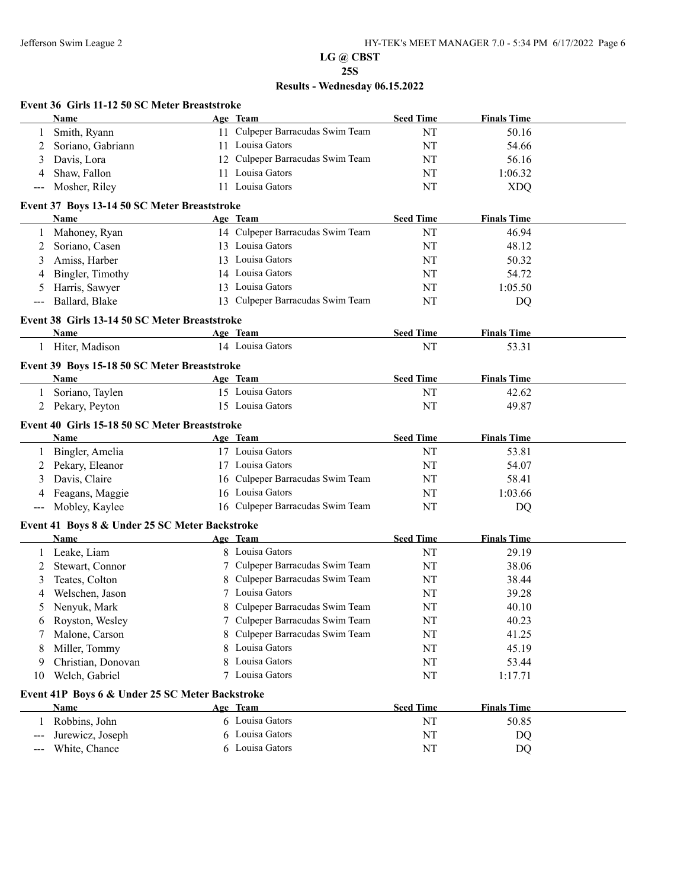## LG @ CBST
## 25S
## Results - Wednesday 06.15.2022

### Event 36 Girls 11-12 50 SC Meter Breaststroke

| | Name | Age | Team | Seed Time | Finals Time |
|---|---|---|---|---|---|
| 1 | Smith, Ryann | 11 | Culpeper Barracudas Swim Team | NT | 50.16 |
| 2 | Soriano, Gabriann | 11 | Louisa Gators | NT | 54.66 |
| 3 | Davis, Lora | 12 | Culpeper Barracudas Swim Team | NT | 56.16 |
| 4 | Shaw, Fallon | 11 | Louisa Gators | NT | 1:06.32 |
| --- | Mosher, Riley | 11 | Louisa Gators | NT | XDQ |

### Event 37 Boys 13-14 50 SC Meter Breaststroke

| | Name | Age | Team | Seed Time | Finals Time |
|---|---|---|---|---|---|
| 1 | Mahoney, Ryan | 14 | Culpeper Barracudas Swim Team | NT | 46.94 |
| 2 | Soriano, Casen | 13 | Louisa Gators | NT | 48.12 |
| 3 | Amiss, Harber | 13 | Louisa Gators | NT | 50.32 |
| 4 | Bingler, Timothy | 14 | Louisa Gators | NT | 54.72 |
| 5 | Harris, Sawyer | 13 | Louisa Gators | NT | 1:05.50 |
| --- | Ballard, Blake | 13 | Culpeper Barracudas Swim Team | NT | DQ |

### Event 38 Girls 13-14 50 SC Meter Breaststroke

| | Name | Age | Team | Seed Time | Finals Time |
|---|---|---|---|---|---|
| 1 | Hiter, Madison | 14 | Louisa Gators | NT | 53.31 |

### Event 39 Boys 15-18 50 SC Meter Breaststroke

| | Name | Age | Team | Seed Time | Finals Time |
|---|---|---|---|---|---|
| 1 | Soriano, Taylen | 15 | Louisa Gators | NT | 42.62 |
| 2 | Pekary, Peyton | 15 | Louisa Gators | NT | 49.87 |

### Event 40 Girls 15-18 50 SC Meter Breaststroke

| | Name | Age | Team | Seed Time | Finals Time |
|---|---|---|---|---|---|
| 1 | Bingler, Amelia | 17 | Louisa Gators | NT | 53.81 |
| 2 | Pekary, Eleanor | 17 | Louisa Gators | NT | 54.07 |
| 3 | Davis, Claire | 16 | Culpeper Barracudas Swim Team | NT | 58.41 |
| 4 | Feagans, Maggie | 16 | Louisa Gators | NT | 1:03.66 |
| --- | Mobley, Kaylee | 16 | Culpeper Barracudas Swim Team | NT | DQ |

### Event 41 Boys 8 & Under 25 SC Meter Backstroke

| | Name | Age | Team | Seed Time | Finals Time |
|---|---|---|---|---|---|
| 1 | Leake, Liam | 8 | Louisa Gators | NT | 29.19 |
| 2 | Stewart, Connor | 7 | Culpeper Barracudas Swim Team | NT | 38.06 |
| 3 | Teates, Colton | 8 | Culpeper Barracudas Swim Team | NT | 38.44 |
| 4 | Welschen, Jason | 7 | Louisa Gators | NT | 39.28 |
| 5 | Nenyuk, Mark | 8 | Culpeper Barracudas Swim Team | NT | 40.10 |
| 6 | Royston, Wesley | 7 | Culpeper Barracudas Swim Team | NT | 40.23 |
| 7 | Malone, Carson | 8 | Culpeper Barracudas Swim Team | NT | 41.25 |
| 8 | Miller, Tommy | 8 | Louisa Gators | NT | 45.19 |
| 9 | Christian, Donovan | 8 | Louisa Gators | NT | 53.44 |
| 10 | Welch, Gabriel | 7 | Louisa Gators | NT | 1:17.71 |

### Event 41P Boys 6 & Under 25 SC Meter Backstroke

| | Name | Age | Team | Seed Time | Finals Time |
|---|---|---|---|---|---|
| 1 | Robbins, John | 6 | Louisa Gators | NT | 50.85 |
| --- | Jurewicz, Joseph | 6 | Louisa Gators | NT | DQ |
| --- | White, Chance | 6 | Louisa Gators | NT | DQ |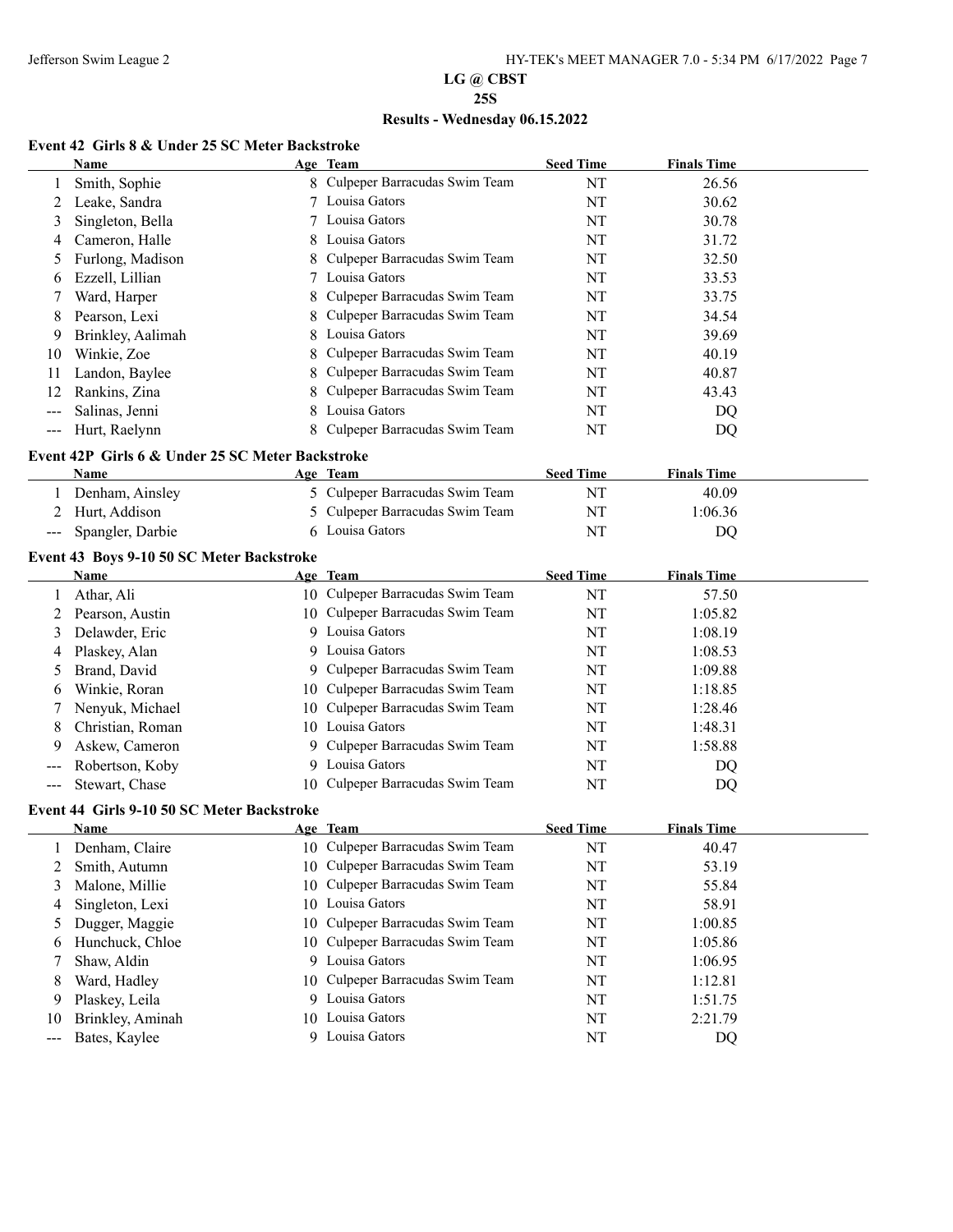## LG @ CBST

## 25S

## Results - Wednesday 06.15.2022

### Event 42 Girls 8 & Under 25 SC Meter Backstroke

| | Name | Age | Team | Seed Time | Finals Time |
|---|---|---|---|---|---|
| 1 | Smith, Sophie | 8 | Culpeper Barracudas Swim Team | NT | 26.56 |
| 2 | Leake, Sandra | 7 | Louisa Gators | NT | 30.62 |
| 3 | Singleton, Bella | 7 | Louisa Gators | NT | 30.78 |
| 4 | Cameron, Halle | 8 | Louisa Gators | NT | 31.72 |
| 5 | Furlong, Madison | 8 | Culpeper Barracudas Swim Team | NT | 32.50 |
| 6 | Ezzell, Lillian | 7 | Louisa Gators | NT | 33.53 |
| 7 | Ward, Harper | 8 | Culpeper Barracudas Swim Team | NT | 33.75 |
| 8 | Pearson, Lexi | 8 | Culpeper Barracudas Swim Team | NT | 34.54 |
| 9 | Brinkley, Aalimah | 8 | Louisa Gators | NT | 39.69 |
| 10 | Winkie, Zoe | 8 | Culpeper Barracudas Swim Team | NT | 40.19 |
| 11 | Landon, Baylee | 8 | Culpeper Barracudas Swim Team | NT | 40.87 |
| 12 | Rankins, Zina | 8 | Culpeper Barracudas Swim Team | NT | 43.43 |
| --- | Salinas, Jenni | 8 | Louisa Gators | NT | DQ |
| --- | Hurt, Raelynn | 8 | Culpeper Barracudas Swim Team | NT | DQ |

### Event 42P Girls 6 & Under 25 SC Meter Backstroke

| | Name | Age | Team | Seed Time | Finals Time |
|---|---|---|---|---|---|
| 1 | Denham, Ainsley | 5 | Culpeper Barracudas Swim Team | NT | 40.09 |
| 2 | Hurt, Addison | 5 | Culpeper Barracudas Swim Team | NT | 1:06.36 |
| --- | Spangler, Darbie | 6 | Louisa Gators | NT | DQ |

### Event 43 Boys 9-10 50 SC Meter Backstroke

| | Name | Age | Team | Seed Time | Finals Time |
|---|---|---|---|---|---|
| 1 | Athar, Ali | 10 | Culpeper Barracudas Swim Team | NT | 57.50 |
| 2 | Pearson, Austin | 10 | Culpeper Barracudas Swim Team | NT | 1:05.82 |
| 3 | Delawder, Eric | 9 | Louisa Gators | NT | 1:08.19 |
| 4 | Plaskey, Alan | 9 | Louisa Gators | NT | 1:08.53 |
| 5 | Brand, David | 9 | Culpeper Barracudas Swim Team | NT | 1:09.88 |
| 6 | Winkie, Roran | 10 | Culpeper Barracudas Swim Team | NT | 1:18.85 |
| 7 | Nenyuk, Michael | 10 | Culpeper Barracudas Swim Team | NT | 1:28.46 |
| 8 | Christian, Roman | 10 | Louisa Gators | NT | 1:48.31 |
| 9 | Askew, Cameron | 9 | Culpeper Barracudas Swim Team | NT | 1:58.88 |
| --- | Robertson, Koby | 9 | Louisa Gators | NT | DQ |
| --- | Stewart, Chase | 10 | Culpeper Barracudas Swim Team | NT | DQ |

### Event 44 Girls 9-10 50 SC Meter Backstroke

| | Name | Age | Team | Seed Time | Finals Time |
|---|---|---|---|---|---|
| 1 | Denham, Claire | 10 | Culpeper Barracudas Swim Team | NT | 40.47 |
| 2 | Smith, Autumn | 10 | Culpeper Barracudas Swim Team | NT | 53.19 |
| 3 | Malone, Millie | 10 | Culpeper Barracudas Swim Team | NT | 55.84 |
| 4 | Singleton, Lexi | 10 | Louisa Gators | NT | 58.91 |
| 5 | Dugger, Maggie | 10 | Culpeper Barracudas Swim Team | NT | 1:00.85 |
| 6 | Hunchuck, Chloe | 10 | Culpeper Barracudas Swim Team | NT | 1:05.86 |
| 7 | Shaw, Aldin | 9 | Louisa Gators | NT | 1:06.95 |
| 8 | Ward, Hadley | 10 | Culpeper Barracudas Swim Team | NT | 1:12.81 |
| 9 | Plaskey, Leila | 9 | Louisa Gators | NT | 1:51.75 |
| 10 | Brinkley, Aminah | 10 | Louisa Gators | NT | 2:21.79 |
| --- | Bates, Kaylee | 9 | Louisa Gators | NT | DQ |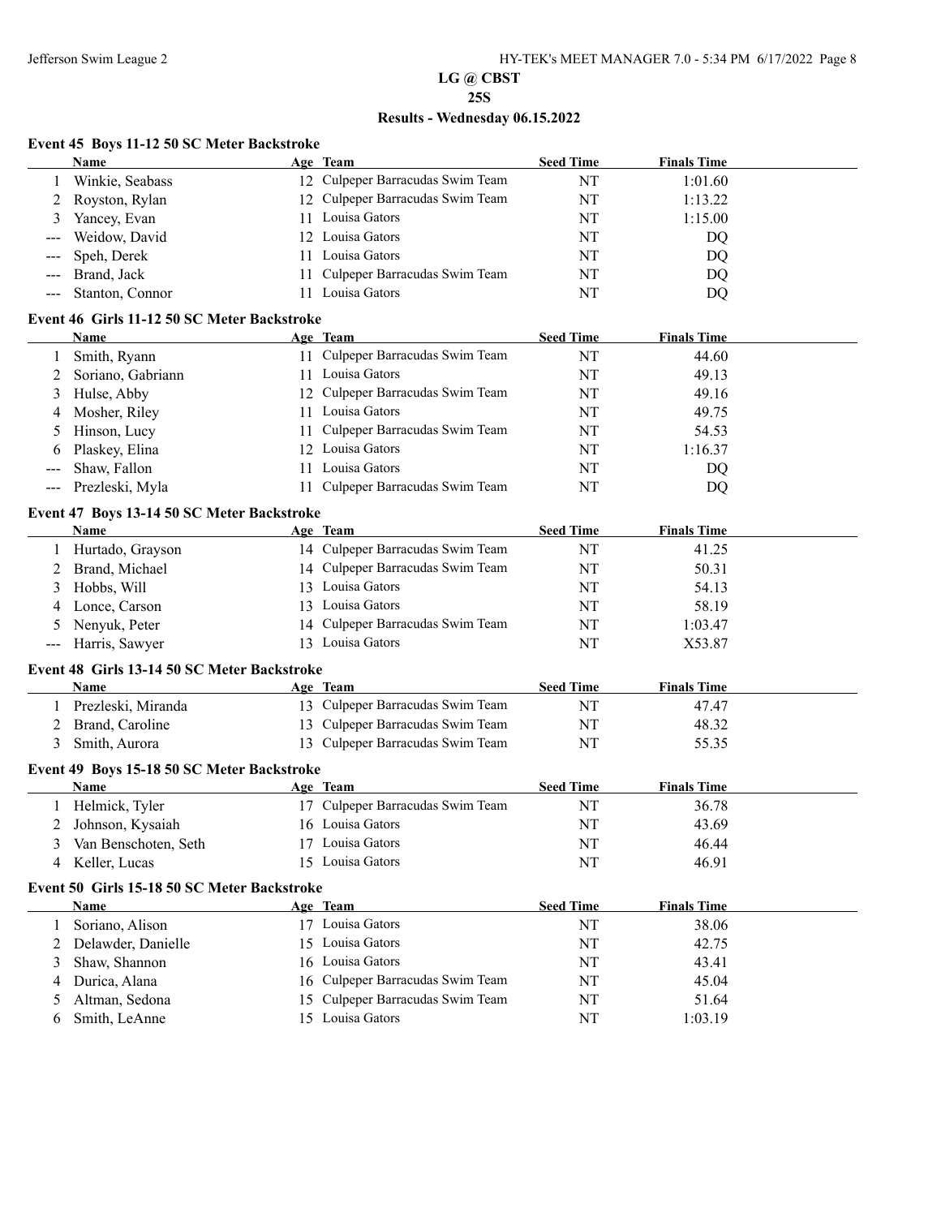# LG @ CBST

## 25S

## Results - Wednesday 06.15.2022

### Event 45 Boys 11-12 50 SC Meter Backstroke

| | Name | Age | Team | Seed Time | Finals Time |
|---|---|---|---|---|---|
| 1 | Winkie, Seabass | 12 | Culpeper Barracudas Swim Team | NT | 1:01.60 |
| 2 | Royston, Rylan | 12 | Culpeper Barracudas Swim Team | NT | 1:13.22 |
| 3 | Yancey, Evan | 11 | Louisa Gators | NT | 1:15.00 |
| --- | Weidow, David | 12 | Louisa Gators | NT | DQ |
| --- | Speh, Derek | 11 | Louisa Gators | NT | DQ |
| --- | Brand, Jack | 11 | Culpeper Barracudas Swim Team | NT | DQ |
| --- | Stanton, Connor | 11 | Louisa Gators | NT | DQ |

### Event 46 Girls 11-12 50 SC Meter Backstroke

| | Name | Age | Team | Seed Time | Finals Time |
|---|---|---|---|---|---|
| 1 | Smith, Ryann | 11 | Culpeper Barracudas Swim Team | NT | 44.60 |
| 2 | Soriano, Gabriann | 11 | Louisa Gators | NT | 49.13 |
| 3 | Hulse, Abby | 12 | Culpeper Barracudas Swim Team | NT | 49.16 |
| 4 | Mosher, Riley | 11 | Louisa Gators | NT | 49.75 |
| 5 | Hinson, Lucy | 11 | Culpeper Barracudas Swim Team | NT | 54.53 |
| 6 | Plaskey, Elina | 12 | Louisa Gators | NT | 1:16.37 |
| --- | Shaw, Fallon | 11 | Louisa Gators | NT | DQ |
| --- | Prezleski, Myla | 11 | Culpeper Barracudas Swim Team | NT | DQ |

### Event 47 Boys 13-14 50 SC Meter Backstroke

| | Name | Age | Team | Seed Time | Finals Time |
|---|---|---|---|---|---|
| 1 | Hurtado, Grayson | 14 | Culpeper Barracudas Swim Team | NT | 41.25 |
| 2 | Brand, Michael | 14 | Culpeper Barracudas Swim Team | NT | 50.31 |
| 3 | Hobbs, Will | 13 | Louisa Gators | NT | 54.13 |
| 4 | Lonce, Carson | 13 | Louisa Gators | NT | 58.19 |
| 5 | Nenyuk, Peter | 14 | Culpeper Barracudas Swim Team | NT | 1:03.47 |
| --- | Harris, Sawyer | 13 | Louisa Gators | NT | X53.87 |

### Event 48 Girls 13-14 50 SC Meter Backstroke

| | Name | Age | Team | Seed Time | Finals Time |
|---|---|---|---|---|---|
| 1 | Prezleski, Miranda | 13 | Culpeper Barracudas Swim Team | NT | 47.47 |
| 2 | Brand, Caroline | 13 | Culpeper Barracudas Swim Team | NT | 48.32 |
| 3 | Smith, Aurora | 13 | Culpeper Barracudas Swim Team | NT | 55.35 |

### Event 49 Boys 15-18 50 SC Meter Backstroke

| | Name | Age | Team | Seed Time | Finals Time |
|---|---|---|---|---|---|
| 1 | Helmick, Tyler | 17 | Culpeper Barracudas Swim Team | NT | 36.78 |
| 2 | Johnson, Kysaiah | 16 | Louisa Gators | NT | 43.69 |
| 3 | Van Benschoten, Seth | 17 | Louisa Gators | NT | 46.44 |
| 4 | Keller, Lucas | 15 | Louisa Gators | NT | 46.91 |

### Event 50 Girls 15-18 50 SC Meter Backstroke

| | Name | Age | Team | Seed Time | Finals Time |
|---|---|---|---|---|---|
| 1 | Soriano, Alison | 17 | Louisa Gators | NT | 38.06 |
| 2 | Delawder, Danielle | 15 | Louisa Gators | NT | 42.75 |
| 3 | Shaw, Shannon | 16 | Louisa Gators | NT | 43.41 |
| 4 | Durica, Alana | 16 | Culpeper Barracudas Swim Team | NT | 45.04 |
| 5 | Altman, Sedona | 15 | Culpeper Barracudas Swim Team | NT | 51.64 |
| 6 | Smith, LeAnne | 15 | Louisa Gators | NT | 1:03.19 |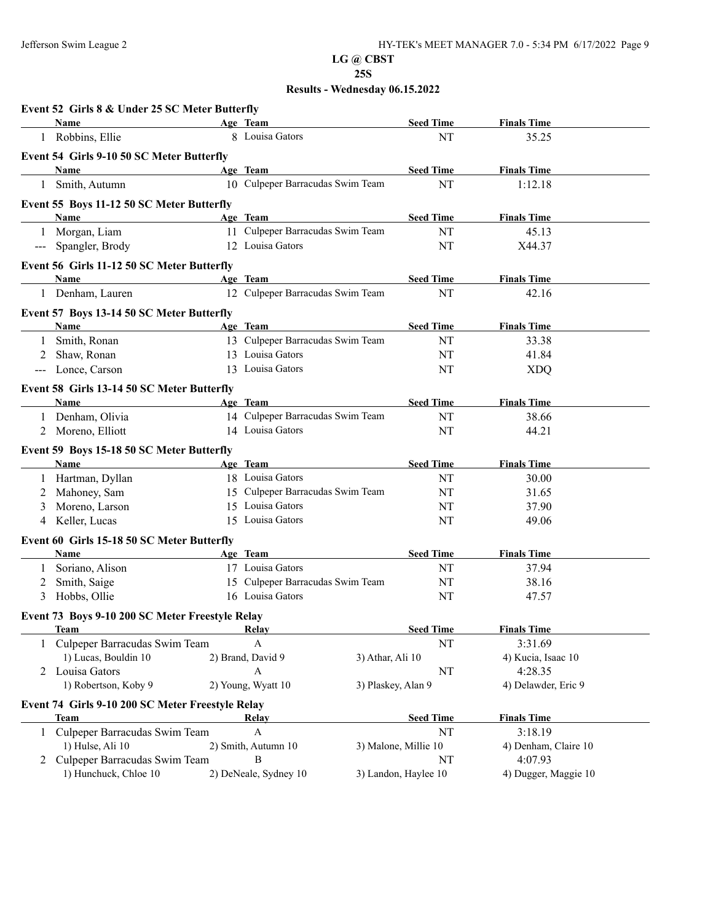**LG @ CBST**

**25S**

**Results - Wednesday 06.15.2022**

### Event 52 Girls 8 & Under 25 SC Meter Butterfly

| | Name | Age | Team | Seed Time | Finals Time |
|---|---|---|---|---|---|
| 1 | Robbins, Ellie | 8 | Louisa Gators | NT | 35.25 |

### Event 54 Girls 9-10 50 SC Meter Butterfly

| | Name | Age | Team | Seed Time | Finals Time |
|---|---|---|---|---|---|
| 1 | Smith, Autumn | 10 | Culpeper Barracudas Swim Team | NT | 1:12.18 |

### Event 55 Boys 11-12 50 SC Meter Butterfly

| | Name | Age | Team | Seed Time | Finals Time |
|---|---|---|---|---|---|
| 1 | Morgan, Liam | 11 | Culpeper Barracudas Swim Team | NT | 45.13 |
| --- | Spangler, Brody | 12 | Louisa Gators | NT | X44.37 |

### Event 56 Girls 11-12 50 SC Meter Butterfly

| | Name | Age | Team | Seed Time | Finals Time |
|---|---|---|---|---|---|
| 1 | Denham, Lauren | 12 | Culpeper Barracudas Swim Team | NT | 42.16 |

### Event 57 Boys 13-14 50 SC Meter Butterfly

| | Name | Age | Team | Seed Time | Finals Time |
|---|---|---|---|---|---|
| 1 | Smith, Ronan | 13 | Culpeper Barracudas Swim Team | NT | 33.38 |
| 2 | Shaw, Ronan | 13 | Louisa Gators | NT | 41.84 |
| --- | Lonce, Carson | 13 | Louisa Gators | NT | XDQ |

### Event 58 Girls 13-14 50 SC Meter Butterfly

| | Name | Age | Team | Seed Time | Finals Time |
|---|---|---|---|---|---|
| 1 | Denham, Olivia | 14 | Culpeper Barracudas Swim Team | NT | 38.66 |
| 2 | Moreno, Elliott | 14 | Louisa Gators | NT | 44.21 |

### Event 59 Boys 15-18 50 SC Meter Butterfly

| | Name | Age | Team | Seed Time | Finals Time |
|---|---|---|---|---|---|
| 1 | Hartman, Dyllan | 18 | Louisa Gators | NT | 30.00 |
| 2 | Mahoney, Sam | 15 | Culpeper Barracudas Swim Team | NT | 31.65 |
| 3 | Moreno, Larson | 15 | Louisa Gators | NT | 37.90 |
| 4 | Keller, Lucas | 15 | Louisa Gators | NT | 49.06 |

### Event 60 Girls 15-18 50 SC Meter Butterfly

| | Name | Age | Team | Seed Time | Finals Time |
|---|---|---|---|---|---|
| 1 | Soriano, Alison | 17 | Louisa Gators | NT | 37.94 |
| 2 | Smith, Saige | 15 | Culpeper Barracudas Swim Team | NT | 38.16 |
| 3 | Hobbs, Ollie | 16 | Louisa Gators | NT | 47.57 |

### Event 73 Boys 9-10 200 SC Meter Freestyle Relay

| | Team | Relay | | Seed Time | Finals Time |
|---|---|---|---|---|---|
| 1 | Culpeper Barracudas Swim Team | A | | NT | 3:31.69 |
| | 1) Lucas, Bouldin 10 | 2) Brand, David 9 | 3) Athar, Ali 10 | | 4) Kucia, Isaac 10 |
| 2 | Louisa Gators | A | | NT | 4:28.35 |
| | 1) Robertson, Koby 9 | 2) Young, Wyatt 10 | 3) Plaskey, Alan 9 | | 4) Delawder, Eric 9 |

### Event 74 Girls 9-10 200 SC Meter Freestyle Relay

| | Team | Relay | | Seed Time | Finals Time |
|---|---|---|---|---|---|
| 1 | Culpeper Barracudas Swim Team | A | | NT | 3:18.19 |
| | 1) Hulse, Ali 10 | 2) Smith, Autumn 10 | 3) Malone, Millie 10 | | 4) Denham, Claire 10 |
| 2 | Culpeper Barracudas Swim Team | B | | NT | 4:07.93 |
| | 1) Hunchuck, Chloe 10 | 2) DeNeale, Sydney 10 | 3) Landon, Haylee 10 | | 4) Dugger, Maggie 10 |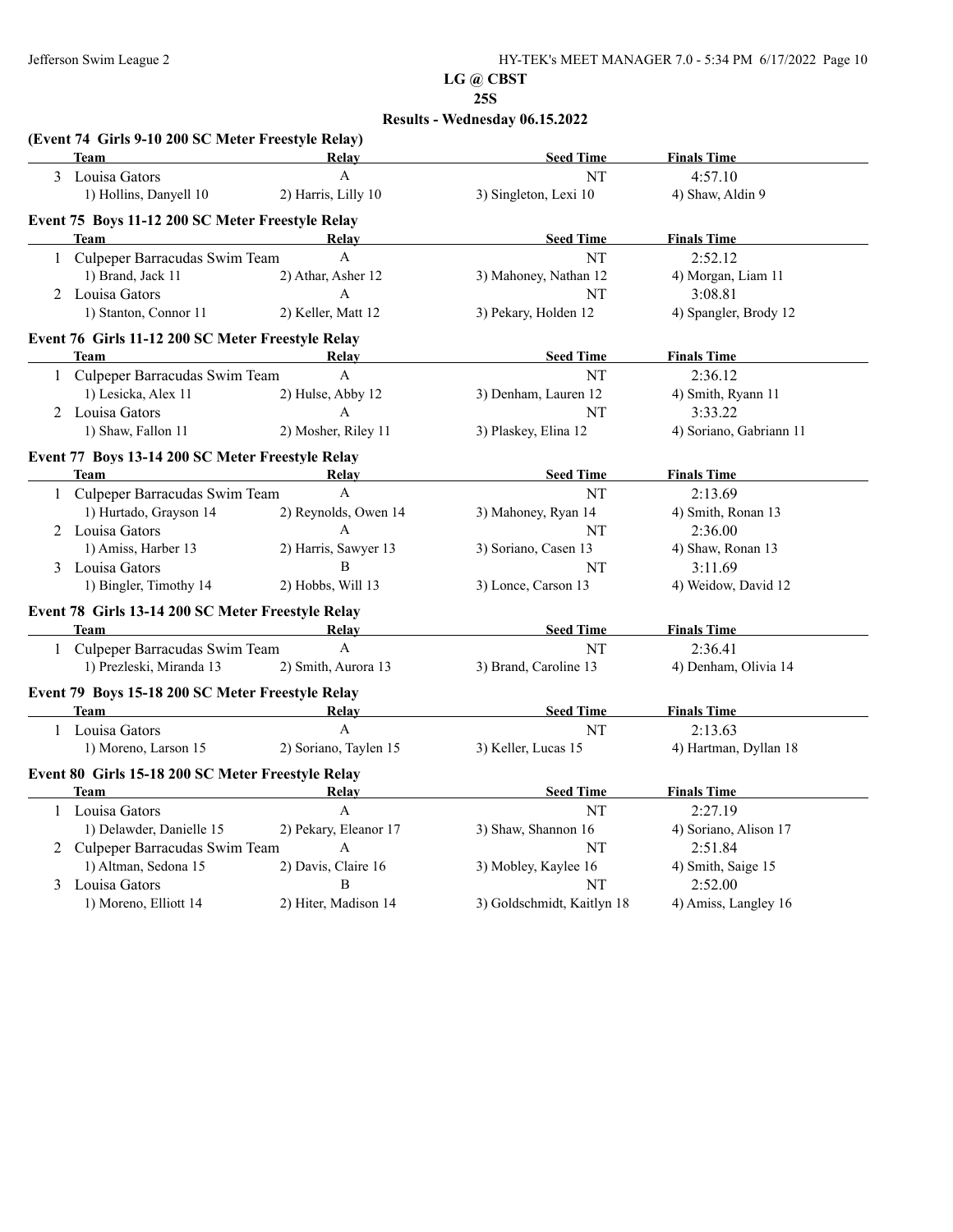**LG @ CBST**
**25S**
**Results - Wednesday 06.15.2022**

**(Event 74 Girls 9-10 200 SC Meter Freestyle Relay)**

| | Team | Relay | Seed Time | Finals Time |
|---|---|---|---|---|
| 3 | Louisa Gators | A | NT | 4:57.10 |
| | 1) Hollins, Danyell 10 | 2) Harris, Lilly 10 | 3) Singleton, Lexi 10 | 4) Shaw, Aldin 9 |

**Event 75 Boys 11-12 200 SC Meter Freestyle Relay**

| | Team | Relay | Seed Time | Finals Time |
|---|---|---|---|---|
| 1 | Culpeper Barracudas Swim Team | A | NT | 2:52.12 |
| | 1) Brand, Jack 11 | 2) Athar, Asher 12 | 3) Mahoney, Nathan 12 | 4) Morgan, Liam 11 |
| 2 | Louisa Gators | A | NT | 3:08.81 |
| | 1) Stanton, Connor 11 | 2) Keller, Matt 12 | 3) Pekary, Holden 12 | 4) Spangler, Brody 12 |

**Event 76 Girls 11-12 200 SC Meter Freestyle Relay**

| | Team | Relay | Seed Time | Finals Time |
|---|---|---|---|---|
| 1 | Culpeper Barracudas Swim Team | A | NT | 2:36.12 |
| | 1) Lesicka, Alex 11 | 2) Hulse, Abby 12 | 3) Denham, Lauren 12 | 4) Smith, Ryann 11 |
| 2 | Louisa Gators | A | NT | 3:33.22 |
| | 1) Shaw, Fallon 11 | 2) Mosher, Riley 11 | 3) Plaskey, Elina 12 | 4) Soriano, Gabriann 11 |

**Event 77 Boys 13-14 200 SC Meter Freestyle Relay**

| | Team | Relay | Seed Time | Finals Time |
|---|---|---|---|---|
| 1 | Culpeper Barracudas Swim Team | A | NT | 2:13.69 |
| | 1) Hurtado, Grayson 14 | 2) Reynolds, Owen 14 | 3) Mahoney, Ryan 14 | 4) Smith, Ronan 13 |
| 2 | Louisa Gators | A | NT | 2:36.00 |
| | 1) Amiss, Harber 13 | 2) Harris, Sawyer 13 | 3) Soriano, Casen 13 | 4) Shaw, Ronan 13 |
| 3 | Louisa Gators | B | NT | 3:11.69 |
| | 1) Bingler, Timothy 14 | 2) Hobbs, Will 13 | 3) Lonce, Carson 13 | 4) Weidow, David 12 |

**Event 78 Girls 13-14 200 SC Meter Freestyle Relay**

| | Team | Relay | Seed Time | Finals Time |
|---|---|---|---|---|
| 1 | Culpeper Barracudas Swim Team | A | NT | 2:36.41 |
| | 1) Prezleski, Miranda 13 | 2) Smith, Aurora 13 | 3) Brand, Caroline 13 | 4) Denham, Olivia 14 |

**Event 79 Boys 15-18 200 SC Meter Freestyle Relay**

| | Team | Relay | Seed Time | Finals Time |
|---|---|---|---|---|
| 1 | Louisa Gators | A | NT | 2:13.63 |
| | 1) Moreno, Larson 15 | 2) Soriano, Taylen 15 | 3) Keller, Lucas 15 | 4) Hartman, Dyllan 18 |

**Event 80 Girls 15-18 200 SC Meter Freestyle Relay**

| | Team | Relay | Seed Time | Finals Time |
|---|---|---|---|---|
| 1 | Louisa Gators | A | NT | 2:27.19 |
| | 1) Delawder, Danielle 15 | 2) Pekary, Eleanor 17 | 3) Shaw, Shannon 16 | 4) Soriano, Alison 17 |
| 2 | Culpeper Barracudas Swim Team | A | NT | 2:51.84 |
| | 1) Altman, Sedona 15 | 2) Davis, Claire 16 | 3) Mobley, Kaylee 16 | 4) Smith, Saige 15 |
| 3 | Louisa Gators | B | NT | 2:52.00 |
| | 1) Moreno, Elliott 14 | 2) Hiter, Madison 14 | 3) Goldschmidt, Kaitlyn 18 | 4) Amiss, Langley 16 |